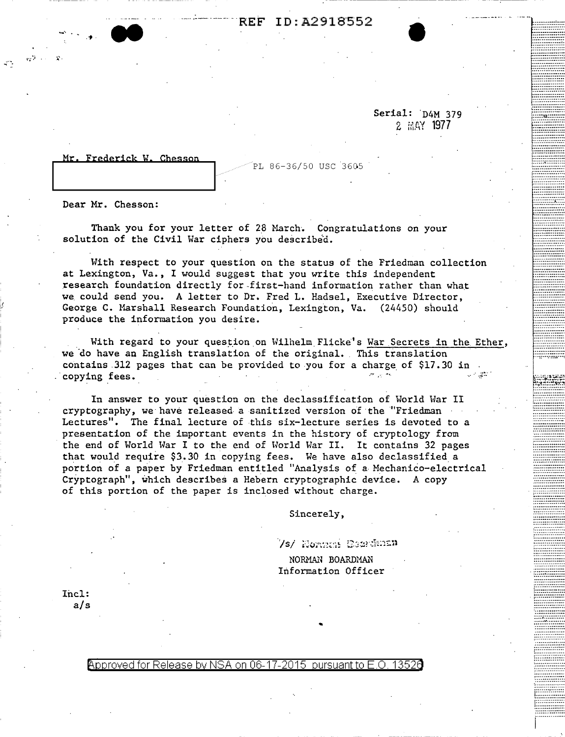REF ID:A2918552

Serial: D4M 379
2 MAY 1977

Mr. Frederick W. Chesson

PL 86-36/50 USC 3605

Dear Mr. Chesson:

Thank you for your letter of 28 March. Congratulations on your solution of the Civil War ciphers you described.

With respect to your question on the status of the Friedman collection at Lexington, Va., I would suggest that you write this independent research foundation directly for first-hand information rather than what we could send you. A letter to Dr. Fred L. Hadsel, Executive Director, George C. Marshall Research Foundation, Lexington, Va. (24450) should produce the information you desire.

With regard to your question on Wilhelm Flicke's War Secrets in the Ether, we do have an English translation of the original. This translation contains 312 pages that can be provided to you for a charge of $17.30 in copying fees.

In answer to your question on the declassification of World War II cryptography, we have released a sanitized version of the "Friedman Lectures". The final lecture of this six-lecture series is devoted to a presentation of the important events in the history of cryptology from the end of World War I to the end of World War II. It contains 32 pages that would require $3.30 in copying fees. We have also declassified a portion of a paper by Friedman entitled "Analysis of a Mechanico-electrical Cryptograph", which describes a Hebern cryptographic device. A copy of this portion of the paper is inclosed without charge.

Sincerely,

/s/ Norman Boardman

NORMAN BOARDMAN
Information Officer

Incl:
a/s

Approved for Release by NSA on 06-17-2015 pursuant to E.O. 13526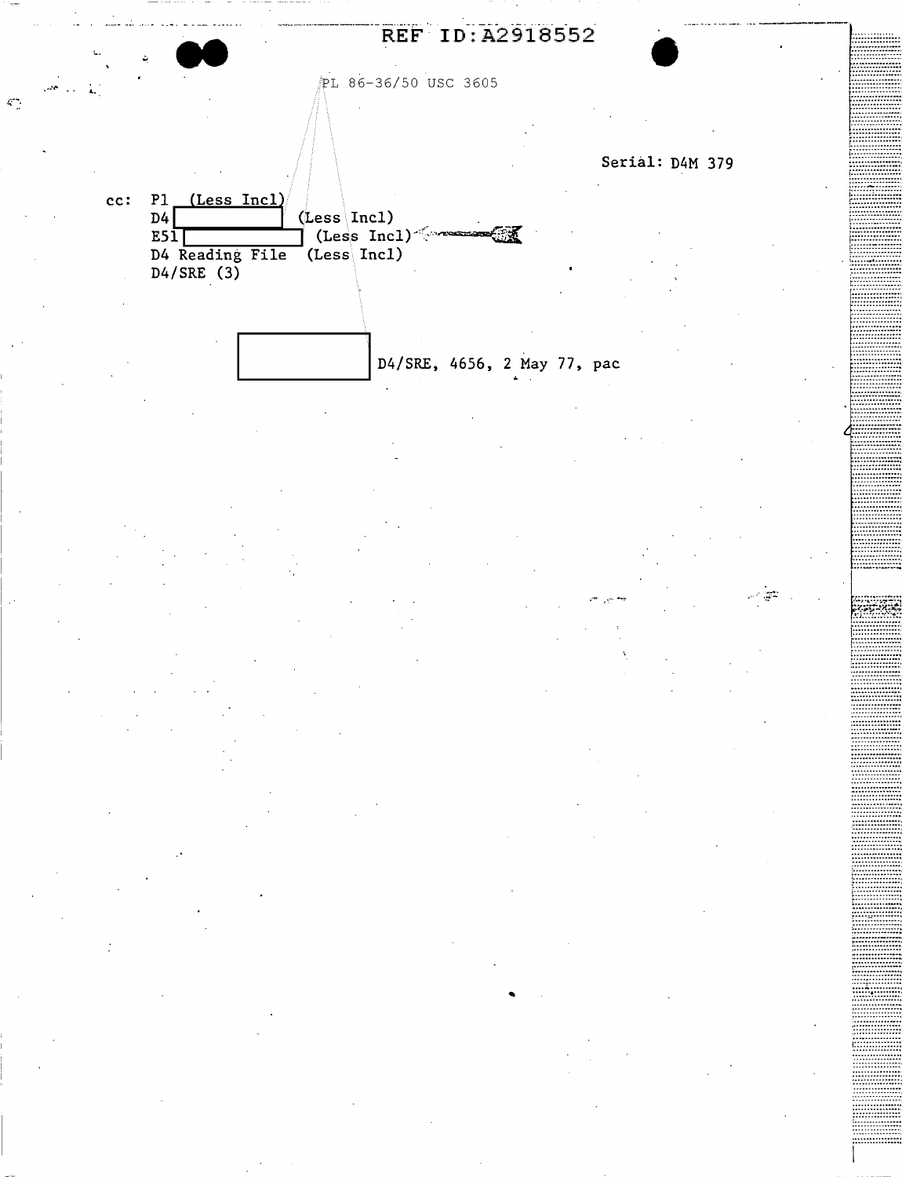REF ID:A2918552

PL 86-36/50 USC 3605

Serial: D4M 379

cc: P1 (Less Incl)
D4 [redacted] (Less Incl)
E51 [redacted] (Less Incl)
D4 Reading File (Less Incl)
D4/SRE (3)

[redacted] D4/SRE, 4656, 2 May 77, pac